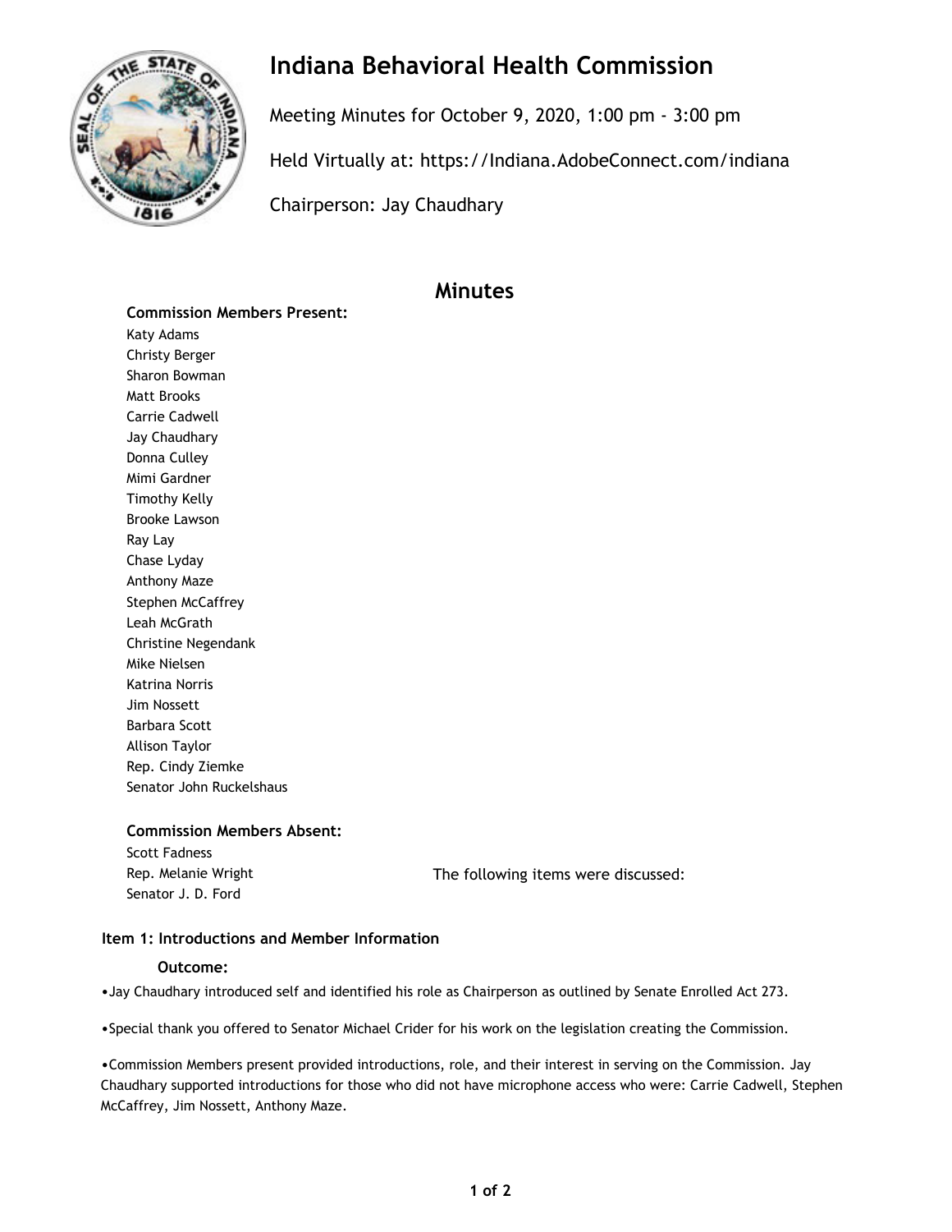# Indiana Behavioral Health Commission

Meeting Minutes for October 9, 2020, 1:00 pm - 3:00 pm

Held Virtually at: https://Indiana.AdobeConnect.com/indiana

Chairperson: Jay Chaudhary

## Minutes

**Commission Members Present:**

Katy Adams
Christy Berger
Sharon Bowman
Matt Brooks
Carrie Cadwell
Jay Chaudhary
Donna Culley
Mimi Gardner
Timothy Kelly
Brooke Lawson
Ray Lay
Chase Lyday
Anthony Maze
Stephen McCaffrey
Leah McGrath
Christine Negendank
Mike Nielsen
Katrina Norris
Jim Nossett
Barbara Scott
Allison Taylor
Rep. Cindy Ziemke
Senator John Ruckelshaus

**Commission Members Absent:**

Scott Fadness
Rep. Melanie Wright
Senator J. D. Ford

The following items were discussed:

### Item 1: Introductions and Member Information

**Outcome:**

- Jay Chaudhary introduced self and identified his role as Chairperson as outlined by Senate Enrolled Act 273.
- Special thank you offered to Senator Michael Crider for his work on the legislation creating the Commission.
- Commission Members present provided introductions, role, and their interest in serving on the Commission. Jay Chaudhary supported introductions for those who did not have microphone access who were: Carrie Cadwell, Stephen McCaffrey, Jim Nossett, Anthony Maze.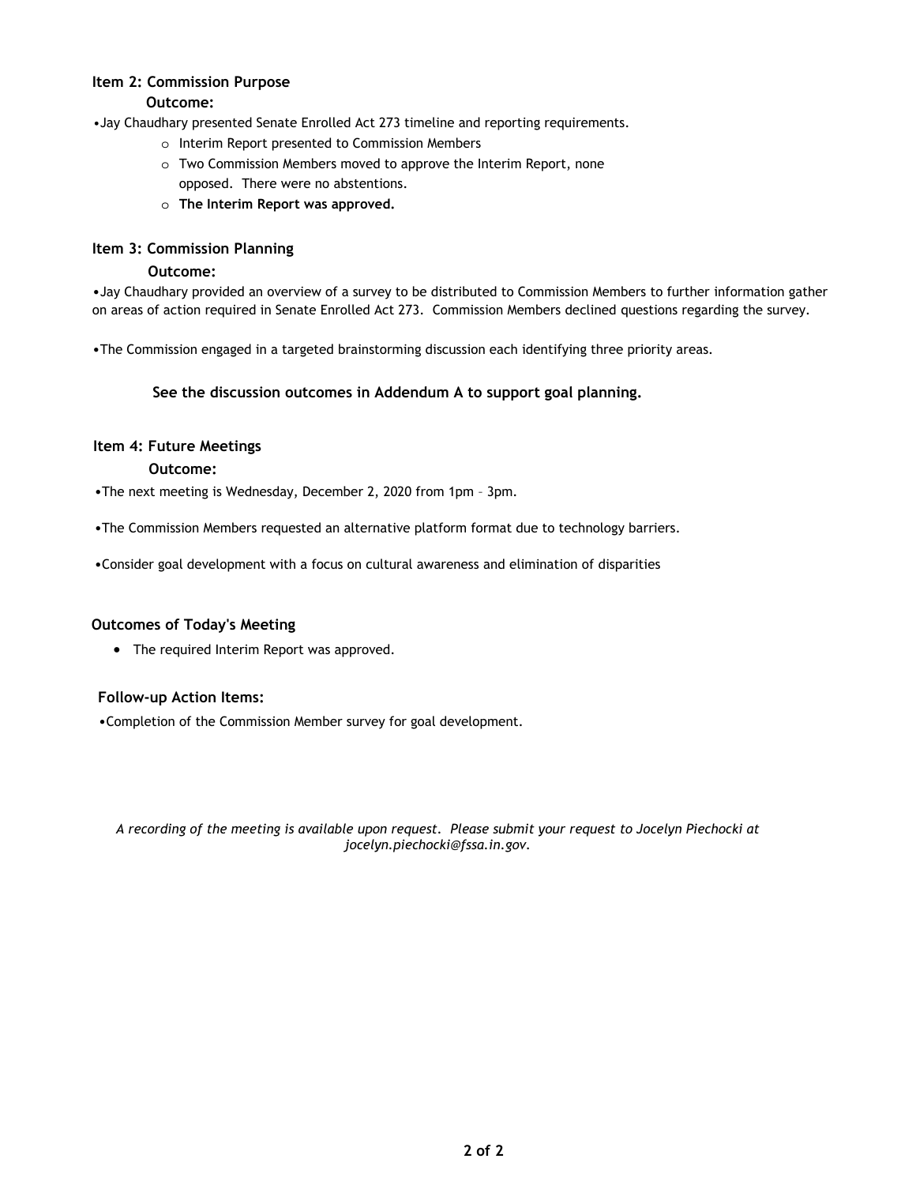### Item 2: Commission Purpose

**Outcome:**

- Jay Chaudhary presented Senate Enrolled Act 273 timeline and reporting requirements.
  - Interim Report presented to Commission Members
  - Two Commission Members moved to approve the Interim Report, none opposed. There were no abstentions.
  - **The Interim Report was approved.**

### Item 3: Commission Planning

**Outcome:**

- Jay Chaudhary provided an overview of a survey to be distributed to Commission Members to further information gather on areas of action required in Senate Enrolled Act 273. Commission Members declined questions regarding the survey.

- The Commission engaged in a targeted brainstorming discussion each identifying three priority areas.

**See the discussion outcomes in Addendum A to support goal planning.**

### Item 4: Future Meetings

**Outcome:**

- The next meeting is Wednesday, December 2, 2020 from 1pm – 3pm.

- The Commission Members requested an alternative platform format due to technology barriers.

- Consider goal development with a focus on cultural awareness and elimination of disparities

### Outcomes of Today's Meeting

- The required Interim Report was approved.

### Follow-up Action Items:

- Completion of the Commission Member survey for goal development.

*A recording of the meeting is available upon request. Please submit your request to Jocelyn Piechocki at jocelyn.piechocki@fssa.in.gov.*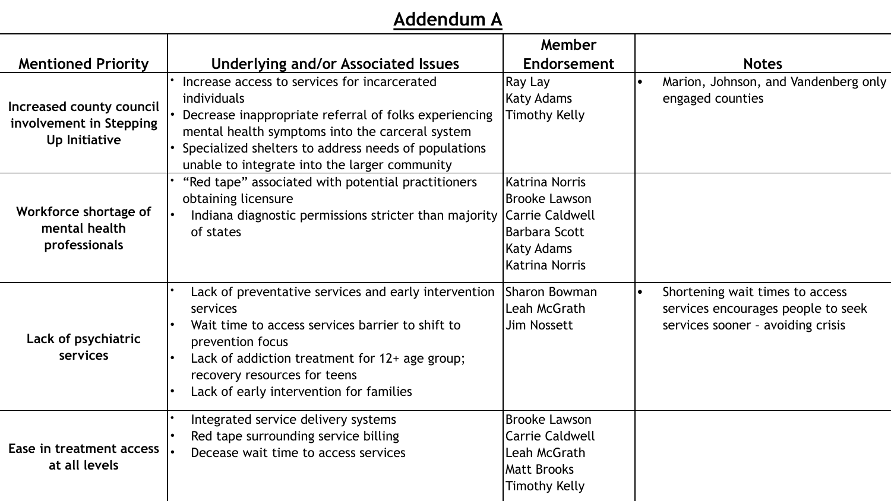# Addendum A

| Mentioned Priority | Underlying and/or Associated Issues | Member Endorsement | Notes |
|---|---|---|---|
| **Increased county council involvement in Stepping Up Initiative** | • Increase access to services for incarcerated individuals<br>• Decrease inappropriate referral of folks experiencing mental health symptoms into the carceral system<br>• Specialized shelters to address needs of populations unable to integrate into the larger community | Ray Lay<br>Katy Adams<br>Timothy Kelly | • Marion, Johnson, and Vandenberg only engaged counties |
| **Workforce shortage of mental health professionals** | • "Red tape" associated with potential practitioners obtaining licensure<br>• Indiana diagnostic permissions stricter than majority of states | Katrina Norris<br>Brooke Lawson<br>Carrie Caldwell<br>Barbara Scott<br>Katy Adams<br>Katrina Norris | |
| **Lack of psychiatric services** | • Lack of preventative services and early intervention services<br>• Wait time to access services barrier to shift to prevention focus<br>• Lack of addiction treatment for 12+ age group; recovery resources for teens<br>• Lack of early intervention for families | Sharon Bowman<br>Leah McGrath<br>Jim Nossett | • Shortening wait times to access services encourages people to seek services sooner – avoiding crisis |
| **Ease in treatment access at all levels** | • Integrated service delivery systems<br>• Red tape surrounding service billing<br>• Decease wait time to access services | Brooke Lawson<br>Carrie Caldwell<br>Leah McGrath<br>Matt Brooks<br>Timothy Kelly | |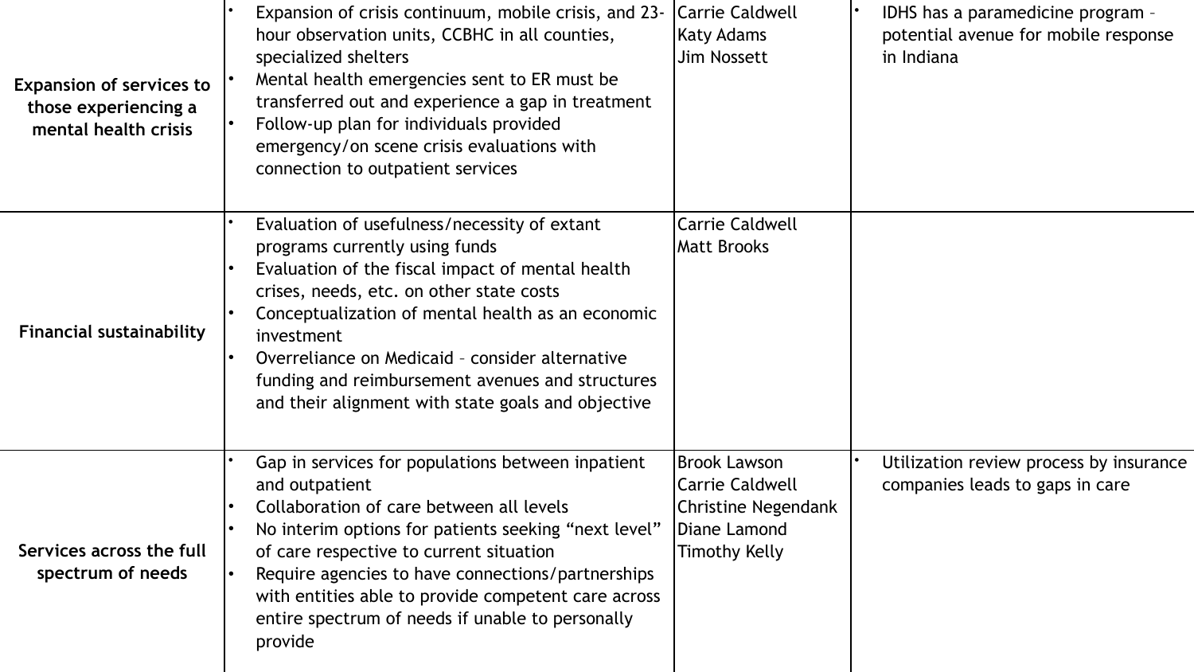| | | | |
|---|---|---|---|
| **Expansion of services to those experiencing a mental health crisis** | • Expansion of crisis continuum, mobile crisis, and 23-hour observation units, CCBHC in all counties, specialized shelters<br>• Mental health emergencies sent to ER must be transferred out and experience a gap in treatment<br>• Follow-up plan for individuals provided emergency/on scene crisis evaluations with connection to outpatient services | Carrie Caldwell<br>Katy Adams<br>Jim Nossett | • IDHS has a paramedicine program – potential avenue for mobile response in Indiana |
| **Financial sustainability** | • Evaluation of usefulness/necessity of extant programs currently using funds<br>• Evaluation of the fiscal impact of mental health crises, needs, etc. on other state costs<br>• Conceptualization of mental health as an economic investment<br>• Overreliance on Medicaid – consider alternative funding and reimbursement avenues and structures and their alignment with state goals and objective | Carrie Caldwell<br>Matt Brooks | |
| **Services across the full spectrum of needs** | • Gap in services for populations between inpatient and outpatient<br>• Collaboration of care between all levels<br>• No interim options for patients seeking "next level" of care respective to current situation<br>• Require agencies to have connections/partnerships with entities able to provide competent care across entire spectrum of needs if unable to personally provide | Brook Lawson<br>Carrie Caldwell<br>Christine Negendank<br>Diane Lamond<br>Timothy Kelly | • Utilization review process by insurance companies leads to gaps in care |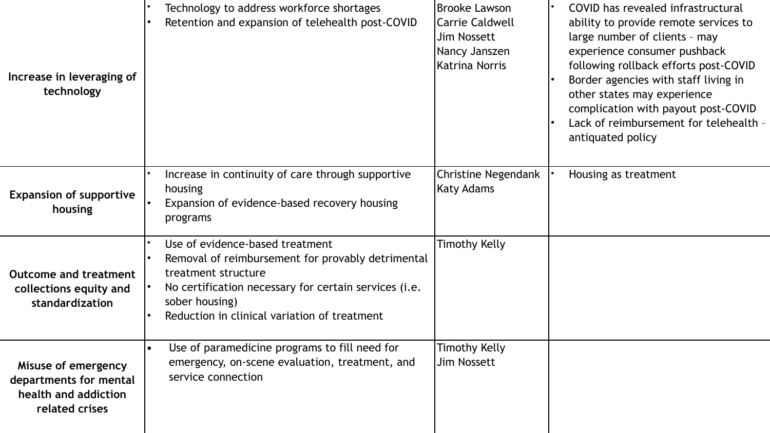| | | | |
|---|---|---|---|
| **Increase in leveraging of technology** | • Technology to address workforce shortages<br>• Retention and expansion of telehealth post-COVID | Brooke Lawson<br>Carrie Caldwell<br>Jim Nossett<br>Nancy Janszen<br>Katrina Norris | • COVID has revealed infrastructural ability to provide remote services to large number of clients – may experience consumer pushback following rollback efforts post-COVID<br>• Border agencies with staff living in other states may experience complication with payout post-COVID<br>• Lack of reimbursement for telehealth – antiquated policy |
| **Expansion of supportive housing** | • Increase in continuity of care through supportive housing<br>• Expansion of evidence-based recovery housing programs | Christine Negendank<br>Katy Adams | • Housing as treatment |
| **Outcome and treatment collections equity and standardization** | • Use of evidence-based treatment<br>• Removal of reimbursement for provably detrimental treatment structure<br>• No certification necessary for certain services (i.e. sober housing)<br>• Reduction in clinical variation of treatment | Timothy Kelly | |
| **Misuse of emergency departments for mental health and addiction related crises** | • Use of paramedicine programs to fill need for emergency, on-scene evaluation, treatment, and service connection | Timothy Kelly<br>Jim Nossett | |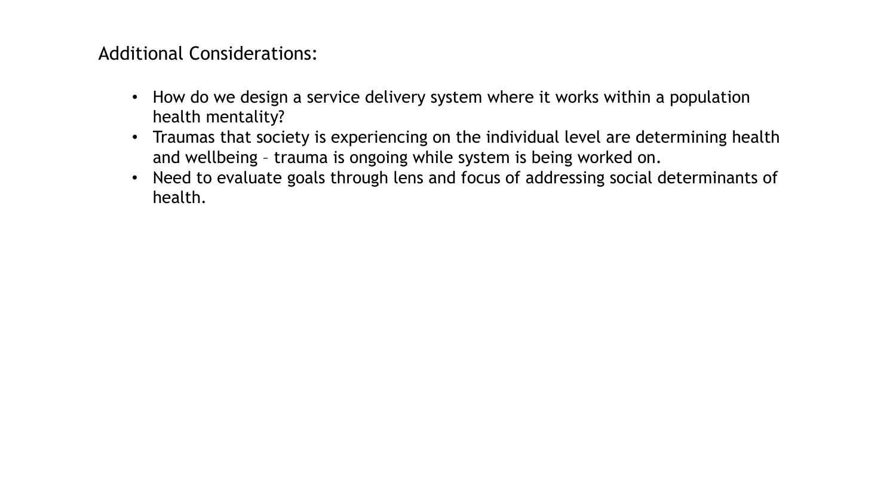Additional Considerations:

- How do we design a service delivery system where it works within a population health mentality?
- Traumas that society is experiencing on the individual level are determining health and wellbeing – trauma is ongoing while system is being worked on.
- Need to evaluate goals through lens and focus of addressing social determinants of health.